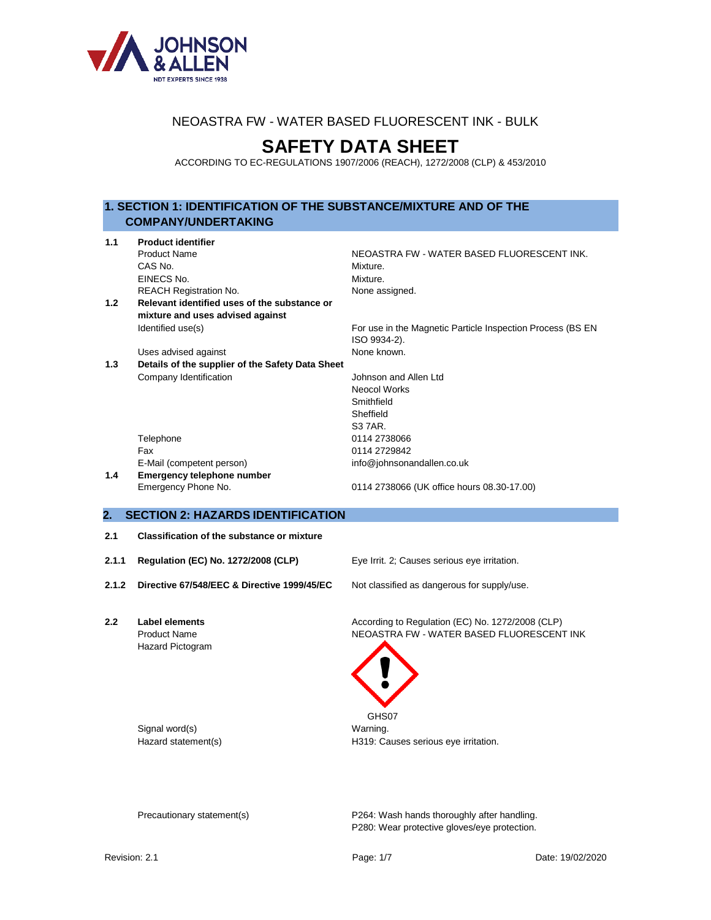NEOASTRA FW - WATER BASED FLUORESCENT INK - BULK

# SAFETY DATA SHEET

ACCORDING TO EC-REGULATIONS 1907/2006 (REACH), 1272/2008 (CLP) & 453/2010

## 1. SECTION 1: IDENTIFICATION OF THE SUBSTANCE/MIXTURE AND OF THE COMPANY/UNDERTAKING

**1.1 Product identifier**

| | |
|---|---|
| Product Name | NEOASTRA FW - WATER BASED FLUORESCENT INK. |
| CAS No. | Mixture. |
| EINECS No. | Mixture. |
| REACH Registration No. | None assigned. |

**1.2 Relevant identified uses of the substance or mixture and uses advised against**

| | |
|---|---|
| Identified use(s) | For use in the Magnetic Particle Inspection Process (BS EN ISO 9934-2). |
| Uses advised against | None known. |

**1.3 Details of the supplier of the Safety Data Sheet**

| | |
|---|---|
| Company Identification | Johnson and Allen Ltd<br>Neocol Works<br>Smithfield<br>Sheffield<br>S3 7AR. |
| Telephone | 0114 2738066 |
| Fax | 0114 2729842 |
| E-Mail (competent person) | info@johnsonandallen.co.uk |

**1.4 Emergency telephone number**

| | |
|---|---|
| Emergency Phone No. | 0114 2738066 (UK office hours 08.30-17.00) |

## 2. SECTION 2: HAZARDS IDENTIFICATION

**2.1 Classification of the substance or mixture**

| | |
|---|---|
| **2.1.1 Regulation (EC) No. 1272/2008 (CLP)** | Eye Irrit. 2; Causes serious eye irritation. |
| **2.1.2 Directive 67/548/EEC & Directive 1999/45/EC** | Not classified as dangerous for supply/use. |

**2.2 Label elements**

According to Regulation (EC) No. 1272/2008 (CLP)

| | |
|---|---|
| Product Name | NEOASTRA FW - WATER BASED FLUORESCENT INK |
| Hazard Pictogram | GHS07 |
| Signal word(s) | Warning. |
| Hazard statement(s) | H319: Causes serious eye irritation. |
| Precautionary statement(s) | P264: Wash hands thoroughly after handling.<br>P280: Wear protective gloves/eye protection. |

Revision: 2.1 Date: 19/02/2020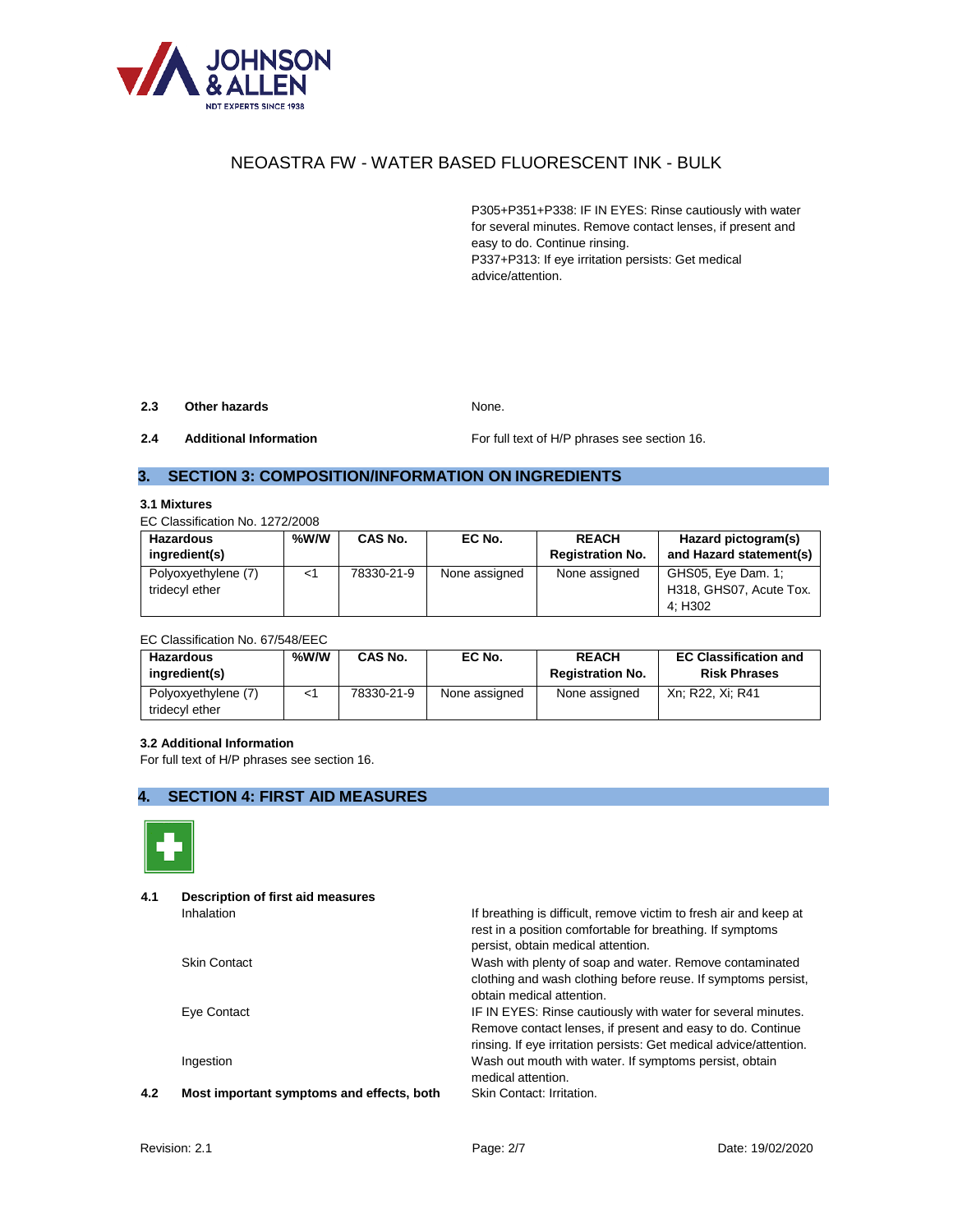P305+P351+P338: IF IN EYES: Rinse cautiously with water for several minutes. Remove contact lenses, if present and easy to do. Continue rinsing.
P337+P313: If eye irritation persists: Get medical advice/attention.

**2.3 Other hazards** None.

**2.4 Additional Information** For full text of H/P phrases see section 16.

## 3. SECTION 3: COMPOSITION/INFORMATION ON INGREDIENTS

**3.1 Mixtures**

EC Classification No. 1272/2008

| Hazardous ingredient(s) | %W/W | CAS No. | EC No. | REACH Registration No. | Hazard pictogram(s) and Hazard statement(s) |
|---|---|---|---|---|---|
| Polyoxyethylene (7) tridecyl ether | <1 | 78330-21-9 | None assigned | None assigned | GHS05, Eye Dam. 1; H318, GHS07, Acute Tox. 4; H302 |

EC Classification No. 67/548/EEC

| Hazardous ingredient(s) | %W/W | CAS No. | EC No. | REACH Registration No. | EC Classification and Risk Phrases |
|---|---|---|---|---|---|
| Polyoxyethylene (7) tridecyl ether | <1 | 78330-21-9 | None assigned | None assigned | Xn; R22, Xi; R41 |

**3.2 Additional Information**

For full text of H/P phrases see section 16.

## 4. SECTION 4: FIRST AID MEASURES

**4.1 Description of first aid measures**

Inhalation: If breathing is difficult, remove victim to fresh air and keep at rest in a position comfortable for breathing. If symptoms persist, obtain medical attention.

Skin Contact: Wash with plenty of soap and water. Remove contaminated clothing and wash clothing before reuse. If symptoms persist, obtain medical attention.

Eye Contact: IF IN EYES: Rinse cautiously with water for several minutes. Remove contact lenses, if present and easy to do. Continue rinsing. If eye irritation persists: Get medical advice/attention.

Ingestion: Wash out mouth with water. If symptoms persist, obtain medical attention.

**4.2 Most important symptoms and effects, both** Skin Contact: Irritation.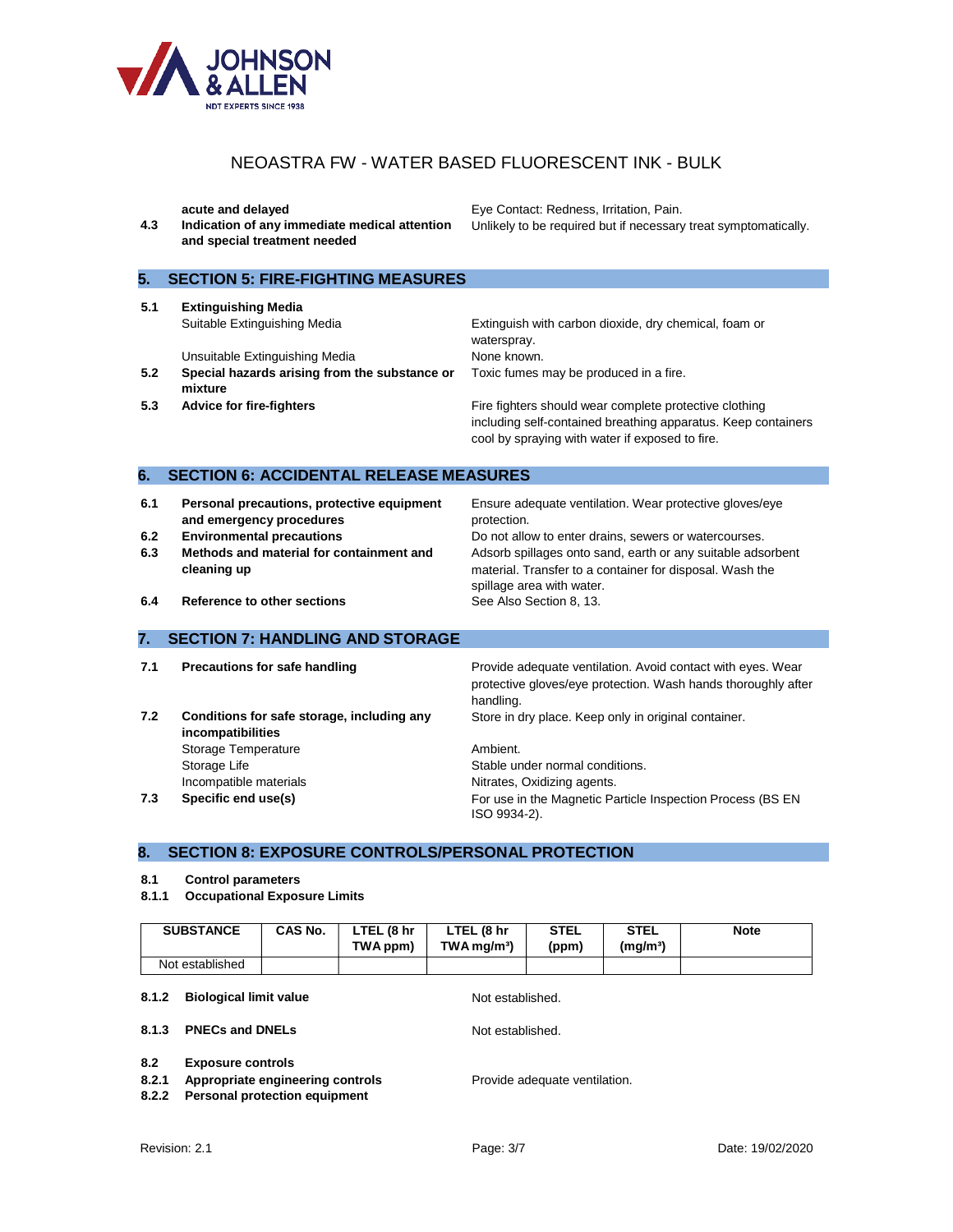NEOASTRA FW - WATER BASED FLUORESCENT INK - BULK

| | | |
|---|---|---|
| | **acute and delayed** | Eye Contact: Redness, Irritation, Pain. |
| 4.3 | **Indication of any immediate medical attention and special treatment needed** | Unlikely to be required but if necessary treat symptomatically. |

## 5. SECTION 5: FIRE-FIGHTING MEASURES

| | | |
|---|---|---|
| 5.1 | **Extinguishing Media** | |
| | Suitable Extinguishing Media | Extinguish with carbon dioxide, dry chemical, foam or waterspray. |
| | Unsuitable Extinguishing Media | None known. |
| 5.2 | **Special hazards arising from the substance or mixture** | Toxic fumes may be produced in a fire. |
| 5.3 | **Advice for fire-fighters** | Fire fighters should wear complete protective clothing including self-contained breathing apparatus. Keep containers cool by spraying with water if exposed to fire. |

## 6. SECTION 6: ACCIDENTAL RELEASE MEASURES

| | | |
|---|---|---|
| 6.1 | **Personal precautions, protective equipment and emergency procedures** | Ensure adequate ventilation. Wear protective gloves/eye protection. |
| 6.2 | **Environmental precautions** | Do not allow to enter drains, sewers or watercourses. |
| 6.3 | **Methods and material for containment and cleaning up** | Adsorb spillages onto sand, earth or any suitable adsorbent material. Transfer to a container for disposal. Wash the spillage area with water. |
| 6.4 | **Reference to other sections** | See Also Section 8, 13. |

## 7. SECTION 7: HANDLING AND STORAGE

| | | |
|---|---|---|
| 7.1 | **Precautions for safe handling** | Provide adequate ventilation. Avoid contact with eyes. Wear protective gloves/eye protection. Wash hands thoroughly after handling. |
| 7.2 | **Conditions for safe storage, including any incompatibilities** | Store in dry place. Keep only in original container. |
| | Storage Temperature | Ambient. |
| | Storage Life | Stable under normal conditions. |
| | Incompatible materials | Nitrates, Oxidizing agents. |
| 7.3 | **Specific end use(s)** | For use in the Magnetic Particle Inspection Process (BS EN ISO 9934-2). |

## 8. SECTION 8: EXPOSURE CONTROLS/PERSONAL PROTECTION

**8.1 Control parameters**

**8.1.1 Occupational Exposure Limits**

| SUBSTANCE | CAS No. | LTEL (8 hr TWA ppm) | LTEL (8 hr TWA mg/m³) | STEL (ppm) | STEL (mg/m³) | Note |
|---|---|---|---|---|---|---|
| Not established | | | | | | |

| | | |
|---|---|---|
| 8.1.2 | **Biological limit value** | Not established. |
| 8.1.3 | **PNECs and DNELs** | Not established. |

**8.2 Exposure controls**

| | | |
|---|---|---|
| 8.2.1 | **Appropriate engineering controls** | Provide adequate ventilation. |
| 8.2.2 | **Personal protection equipment** | |

Revision: 2.1 Date: 19/02/2020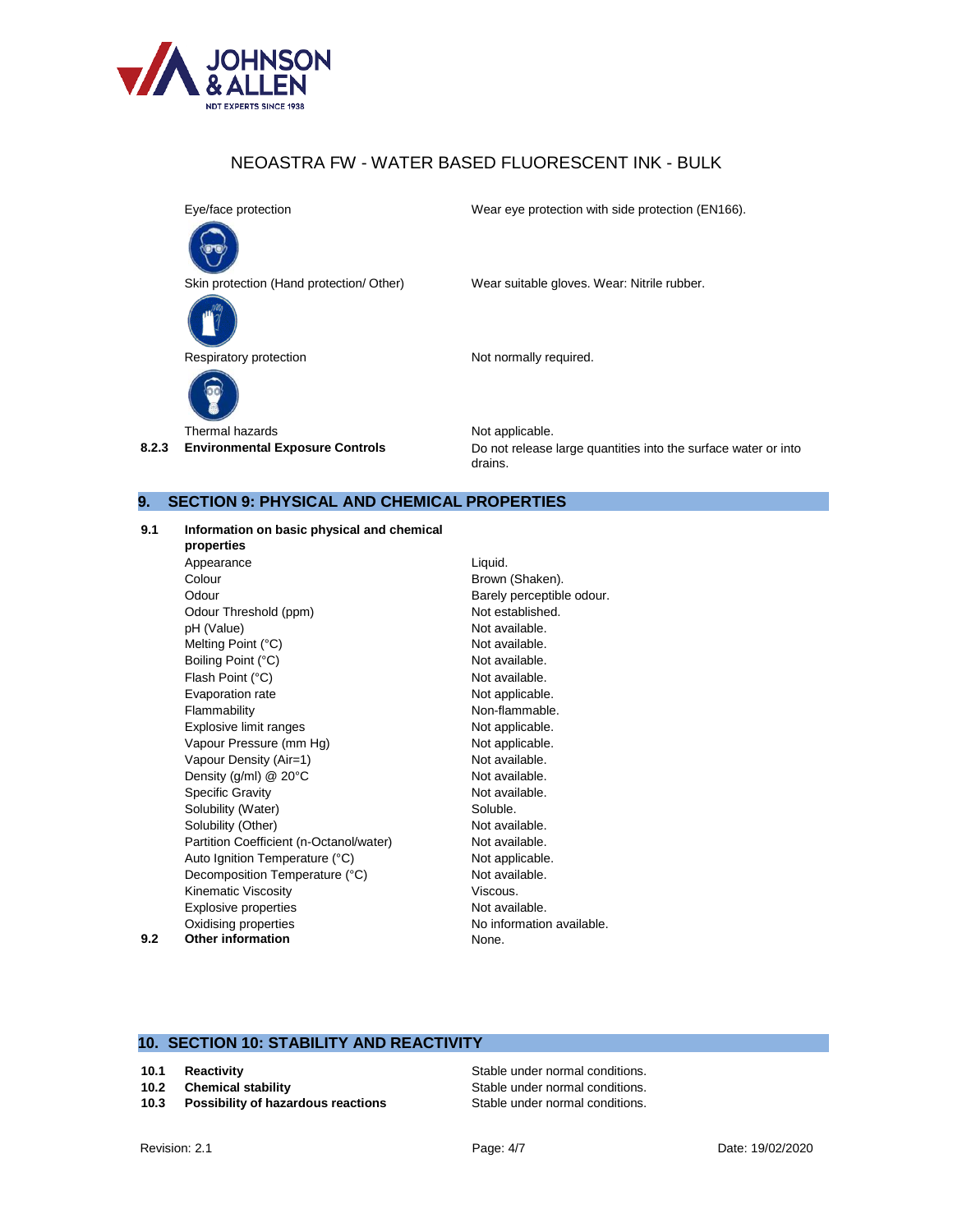| | |
|---|---|
| Eye/face protection | Wear eye protection with side protection (EN166). |
| Skin protection (Hand protection/ Other) | Wear suitable gloves. Wear: Nitrile rubber. |
| Respiratory protection | Not normally required. |
| Thermal hazards | Not applicable. |

**8.2.3 Environmental Exposure Controls** — Do not release large quantities into the surface water or into drains.

## 9. SECTION 9: PHYSICAL AND CHEMICAL PROPERTIES

**9.1 Information on basic physical and chemical properties**

| Property | Value |
|---|---|
| Appearance | Liquid. |
| Colour | Brown (Shaken). |
| Odour | Barely perceptible odour. |
| Odour Threshold (ppm) | Not established. |
| pH (Value) | Not available. |
| Melting Point (°C) | Not available. |
| Boiling Point (°C) | Not available. |
| Flash Point (°C) | Not available. |
| Evaporation rate | Not applicable. |
| Flammability | Non-flammable. |
| Explosive limit ranges | Not applicable. |
| Vapour Pressure (mm Hg) | Not applicable. |
| Vapour Density (Air=1) | Not available. |
| Density (g/ml) @ 20°C | Not available. |
| Specific Gravity | Not available. |
| Solubility (Water) | Soluble. |
| Solubility (Other) | Not available. |
| Partition Coefficient (n-Octanol/water) | Not available. |
| Auto Ignition Temperature (°C) | Not applicable. |
| Decomposition Temperature (°C) | Not available. |
| Kinematic Viscosity | Viscous. |
| Explosive properties | Not available. |
| Oxidising properties | No information available. |

**9.2 Other information** — None.

## 10. SECTION 10: STABILITY AND REACTIVITY

| | | |
|---|---|---|
| **10.1** | **Reactivity** | Stable under normal conditions. |
| **10.2** | **Chemical stability** | Stable under normal conditions. |
| **10.3** | **Possibility of hazardous reactions** | Stable under normal conditions. |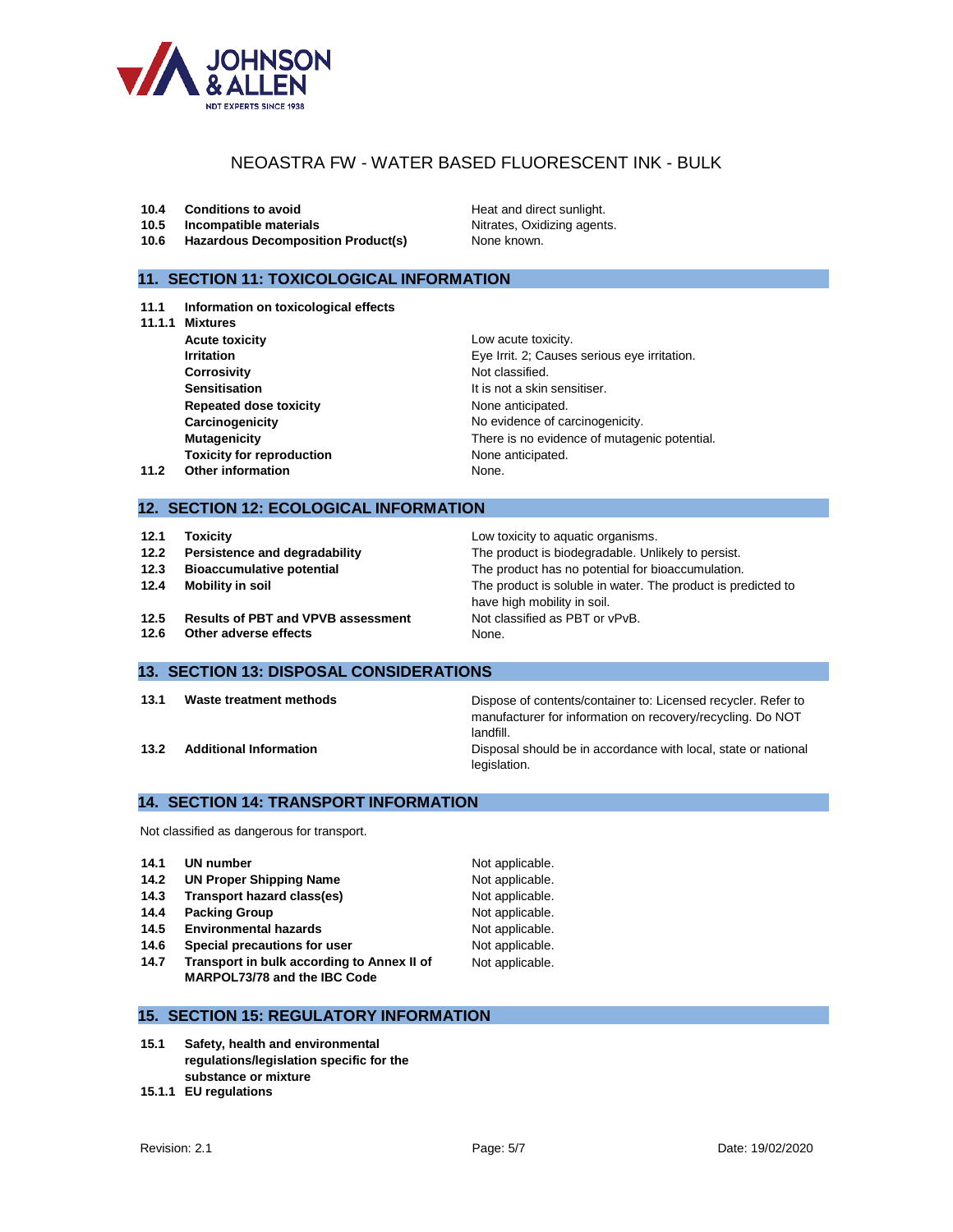| | | |
|---|---|---|
| **10.4** | **Conditions to avoid** | Heat and direct sunlight. |
| **10.5** | **Incompatible materials** | Nitrates, Oxidizing agents. |
| **10.6** | **Hazardous Decomposition Product(s)** | None known. |

## 11. SECTION 11: TOXICOLOGICAL INFORMATION

| | | |
|---|---|---|
| **11.1** | **Information on toxicological effects** | |
| **11.1.1** | **Mixtures** | |
| | **Acute toxicity** | Low acute toxicity. |
| | **Irritation** | Eye Irrit. 2; Causes serious eye irritation. |
| | **Corrosivity** | Not classified. |
| | **Sensitisation** | It is not a skin sensitiser. |
| | **Repeated dose toxicity** | None anticipated. |
| | **Carcinogenicity** | No evidence of carcinogenicity. |
| | **Mutagenicity** | There is no evidence of mutagenic potential. |
| | **Toxicity for reproduction** | None anticipated. |
| **11.2** | **Other information** | None. |

## 12. SECTION 12: ECOLOGICAL INFORMATION

| | | |
|---|---|---|
| **12.1** | **Toxicity** | Low toxicity to aquatic organisms. |
| **12.2** | **Persistence and degradability** | The product is biodegradable. Unlikely to persist. |
| **12.3** | **Bioaccumulative potential** | The product has no potential for bioaccumulation. |
| **12.4** | **Mobility in soil** | The product is soluble in water. The product is predicted to have high mobility in soil. |
| **12.5** | **Results of PBT and VPVB assessment** | Not classified as PBT or vPvB. |
| **12.6** | **Other adverse effects** | None. |

## 13. SECTION 13: DISPOSAL CONSIDERATIONS

| | | |
|---|---|---|
| **13.1** | **Waste treatment methods** | Dispose of contents/container to: Licensed recycler. Refer to manufacturer for information on recovery/recycling. Do NOT landfill. |
| **13.2** | **Additional Information** | Disposal should be in accordance with local, state or national legislation. |

## 14. SECTION 14: TRANSPORT INFORMATION

Not classified as dangerous for transport.

| | | |
|---|---|---|
| **14.1** | **UN number** | Not applicable. |
| **14.2** | **UN Proper Shipping Name** | Not applicable. |
| **14.3** | **Transport hazard class(es)** | Not applicable. |
| **14.4** | **Packing Group** | Not applicable. |
| **14.5** | **Environmental hazards** | Not applicable. |
| **14.6** | **Special precautions for user** | Not applicable. |
| **14.7** | **Transport in bulk according to Annex II of MARPOL73/78 and the IBC Code** | Not applicable. |

## 15. SECTION 15: REGULATORY INFORMATION

**15.1** **Safety, health and environmental regulations/legislation specific for the substance or mixture**

**15.1.1** **EU regulations**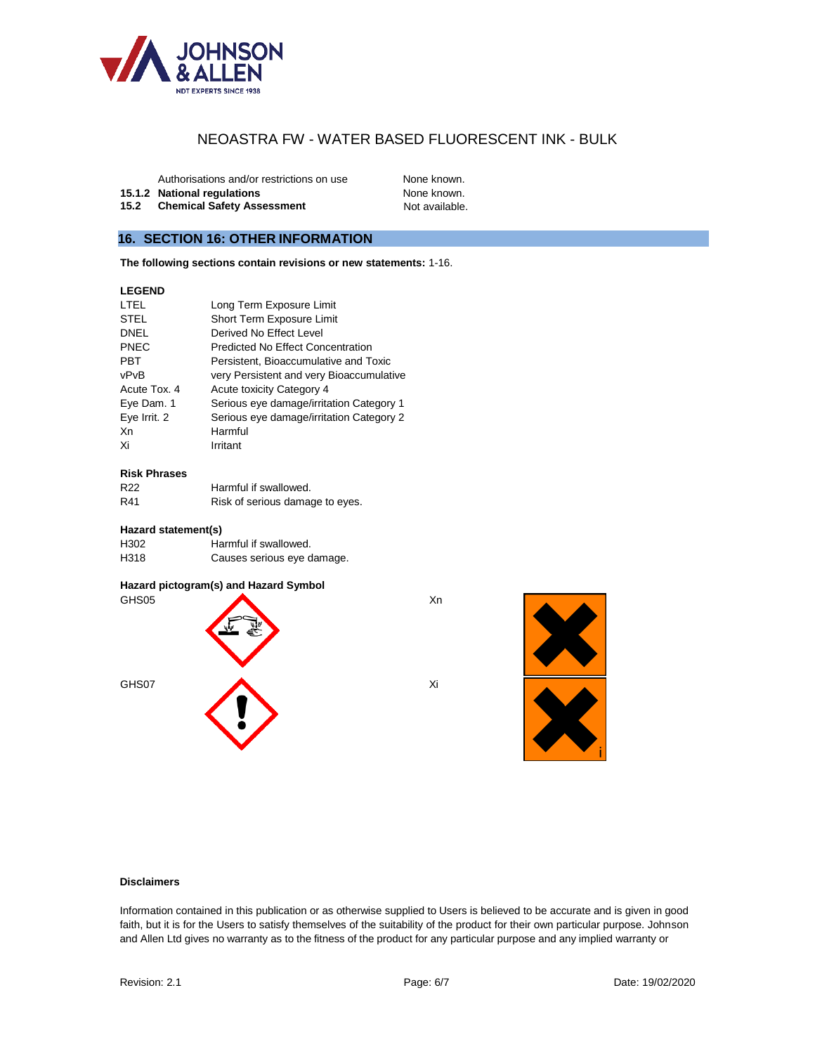# NEOASTRA FW - WATER BASED FLUORESCENT INK - BULK

| | | |
|---|---|---|
| | Authorisations and/or restrictions on use | None known. |
| **15.1.2** | **National regulations** | None known. |
| **15.2** | **Chemical Safety Assessment** | Not available. |

## 16. SECTION 16: OTHER INFORMATION

**The following sections contain revisions or new statements:** 1-16.

**LEGEND**

| | |
|---|---|
| LTEL | Long Term Exposure Limit |
| STEL | Short Term Exposure Limit |
| DNEL | Derived No Effect Level |
| PNEC | Predicted No Effect Concentration |
| PBT | Persistent, Bioaccumulative and Toxic |
| vPvB | very Persistent and very Bioaccumulative |
| Acute Tox. 4 | Acute toxicity Category 4 |
| Eye Dam. 1 | Serious eye damage/irritation Category 1 |
| Eye Irrit. 2 | Serious eye damage/irritation Category 2 |
| Xn | Harmful |
| Xi | Irritant |

**Risk Phrases**

| | |
|---|---|
| R22 | Harmful if swallowed. |
| R41 | Risk of serious damage to eyes. |

**Hazard statement(s)**

| | |
|---|---|
| H302 | Harmful if swallowed. |
| H318 | Causes serious eye damage. |

**Hazard pictogram(s) and Hazard Symbol**

GHS05

Xn

GHS07

Xi

**Disclaimers**

Information contained in this publication or as otherwise supplied to Users is believed to be accurate and is given in good faith, but it is for the Users to satisfy themselves of the suitability of the product for their own particular purpose. Johnson and Allen Ltd gives no warranty as to the fitness of the product for any particular purpose and any implied warranty or

Revision: 2.1 Date: 19/02/2020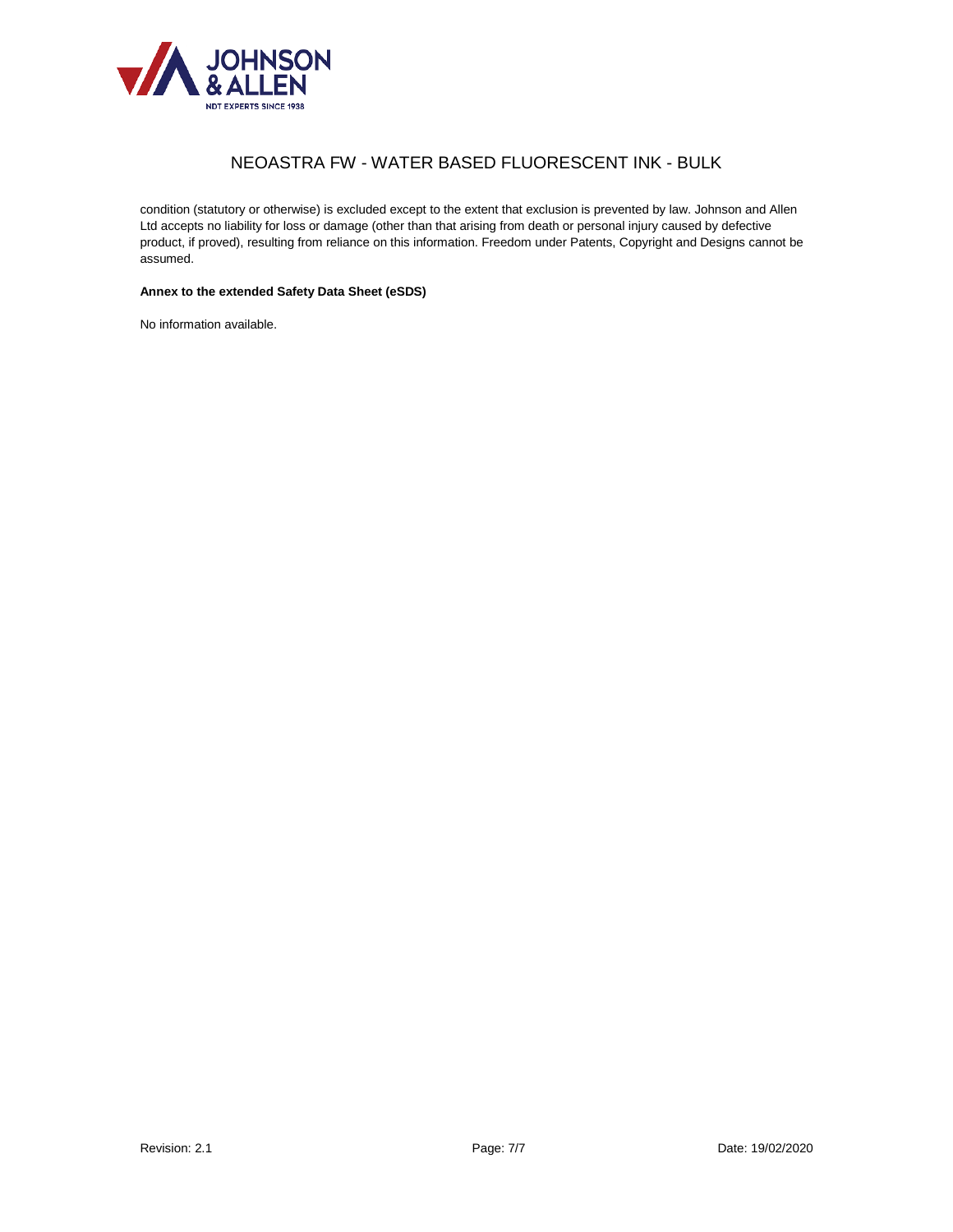condition (statutory or otherwise) is excluded except to the extent that exclusion is prevented by law. Johnson and Allen Ltd accepts no liability for loss or damage (other than that arising from death or personal injury caused by defective product, if proved), resulting from reliance on this information. Freedom under Patents, Copyright and Designs cannot be assumed.

**Annex to the extended Safety Data Sheet (eSDS)**

No information available.